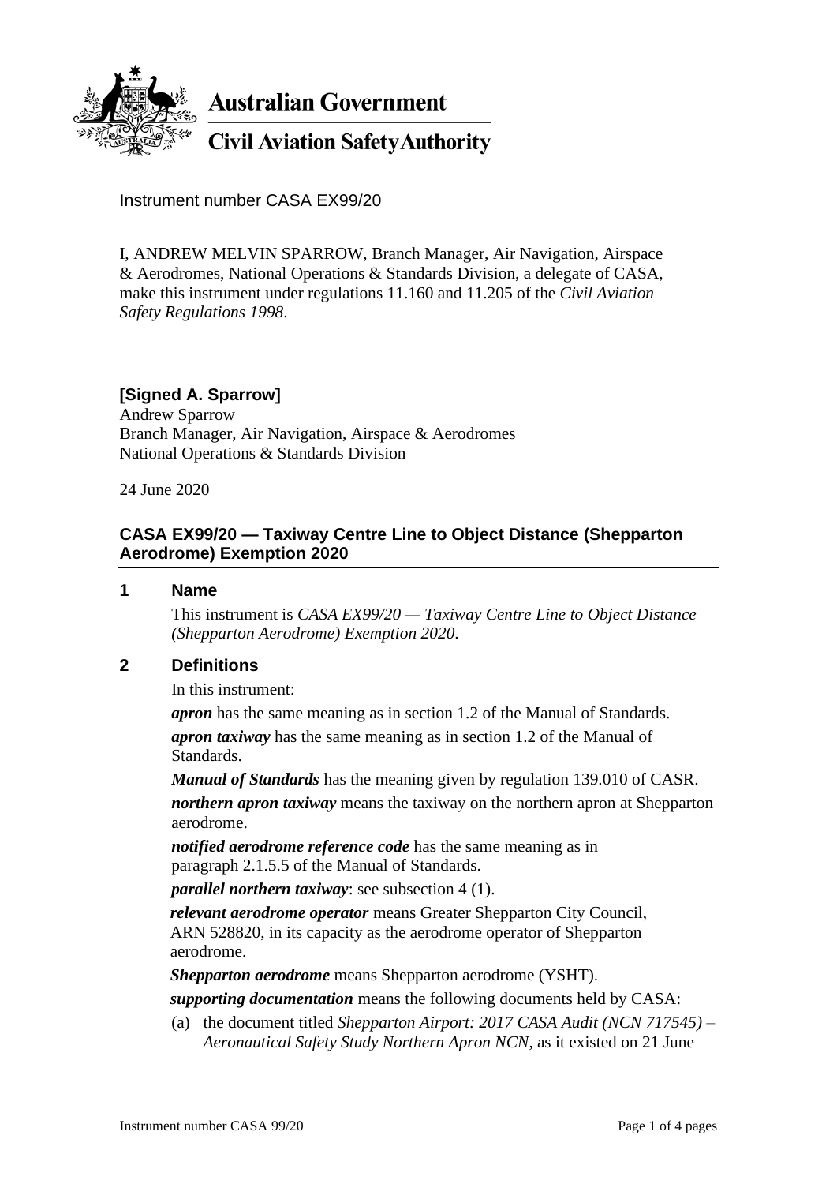Australian Government

Civil Aviation Safety Authority

Instrument number CASA EX99/20

I, ANDREW MELVIN SPARROW, Branch Manager, Air Navigation, Airspace & Aerodromes, National Operations & Standards Division, a delegate of CASA, make this instrument under regulations 11.160 and 11.205 of the *Civil Aviation Safety Regulations 1998*.

**[Signed A. Sparrow]**
Andrew Sparrow
Branch Manager, Air Navigation, Airspace & Aerodromes
National Operations & Standards Division

24 June 2020

## CASA EX99/20 — Taxiway Centre Line to Object Distance (Shepparton Aerodrome) Exemption 2020

### 1 Name

This instrument is *CASA EX99/20 — Taxiway Centre Line to Object Distance (Shepparton Aerodrome) Exemption 2020*.

### 2 Definitions

In this instrument:

***apron*** has the same meaning as in section 1.2 of the Manual of Standards.

***apron taxiway*** has the same meaning as in section 1.2 of the Manual of Standards.

***Manual of Standards*** has the meaning given by regulation 139.010 of CASR.

***northern apron taxiway*** means the taxiway on the northern apron at Shepparton aerodrome.

***notified aerodrome reference code*** has the same meaning as in paragraph 2.1.5.5 of the Manual of Standards.

***parallel northern taxiway***: see subsection 4 (1).

***relevant aerodrome operator*** means Greater Shepparton City Council, ARN 528820, in its capacity as the aerodrome operator of Shepparton aerodrome.

***Shepparton aerodrome*** means Shepparton aerodrome (YSHT).

***supporting documentation*** means the following documents held by CASA:

(a) the document titled *Shepparton Airport: 2017 CASA Audit (NCN 717545) – Aeronautical Safety Study Northern Apron NCN*, as it existed on 21 June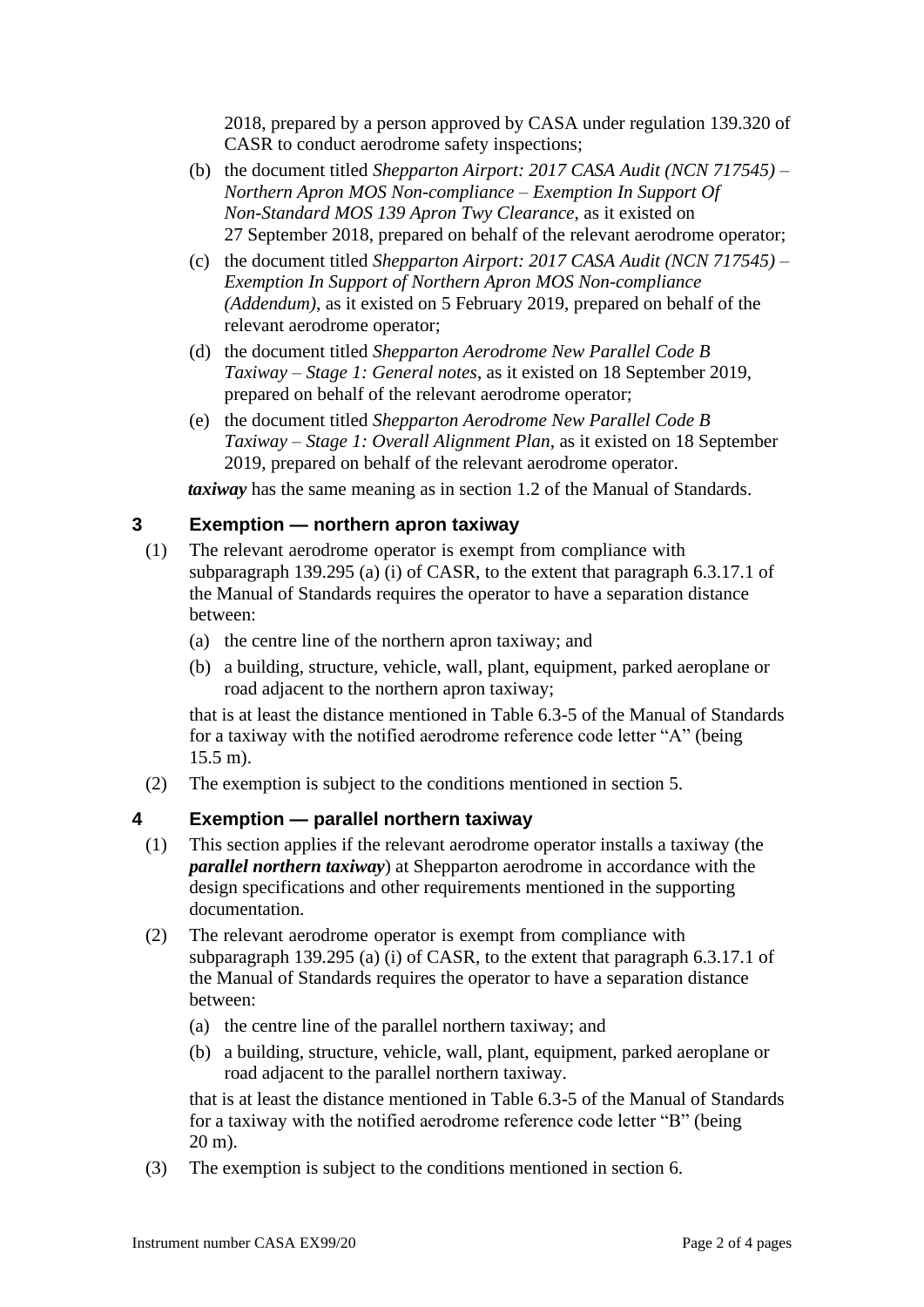2018, prepared by a person approved by CASA under regulation 139.320 of CASR to conduct aerodrome safety inspections;

(b) the document titled *Shepparton Airport: 2017 CASA Audit (NCN 717545) – Northern Apron MOS Non-compliance – Exemption In Support Of Non-Standard MOS 139 Apron Twy Clearance*, as it existed on 27 September 2018, prepared on behalf of the relevant aerodrome operator;

(c) the document titled *Shepparton Airport: 2017 CASA Audit (NCN 717545) – Exemption In Support of Northern Apron MOS Non-compliance (Addendum)*, as it existed on 5 February 2019, prepared on behalf of the relevant aerodrome operator;

(d) the document titled *Shepparton Aerodrome New Parallel Code B Taxiway – Stage 1: General notes*, as it existed on 18 September 2019, prepared on behalf of the relevant aerodrome operator;

(e) the document titled *Shepparton Aerodrome New Parallel Code B Taxiway – Stage 1: Overall Alignment Plan*, as it existed on 18 September 2019, prepared on behalf of the relevant aerodrome operator.

***taxiway*** has the same meaning as in section 1.2 of the Manual of Standards.

## 3 Exemption — northern apron taxiway

(1) The relevant aerodrome operator is exempt from compliance with subparagraph 139.295 (a) (i) of CASR, to the extent that paragraph 6.3.17.1 of the Manual of Standards requires the operator to have a separation distance between:

(a) the centre line of the northern apron taxiway; and

(b) a building, structure, vehicle, wall, plant, equipment, parked aeroplane or road adjacent to the northern apron taxiway;

that is at least the distance mentioned in Table 6.3-5 of the Manual of Standards for a taxiway with the notified aerodrome reference code letter "A" (being 15.5 m).

(2) The exemption is subject to the conditions mentioned in section 5.

## 4 Exemption — parallel northern taxiway

(1) This section applies if the relevant aerodrome operator installs a taxiway (the ***parallel northern taxiway***) at Shepparton aerodrome in accordance with the design specifications and other requirements mentioned in the supporting documentation.

(2) The relevant aerodrome operator is exempt from compliance with subparagraph 139.295 (a) (i) of CASR, to the extent that paragraph 6.3.17.1 of the Manual of Standards requires the operator to have a separation distance between:

(a) the centre line of the parallel northern taxiway; and

(b) a building, structure, vehicle, wall, plant, equipment, parked aeroplane or road adjacent to the parallel northern taxiway.

that is at least the distance mentioned in Table 6.3-5 of the Manual of Standards for a taxiway with the notified aerodrome reference code letter "B" (being 20 m).

(3) The exemption is subject to the conditions mentioned in section 6.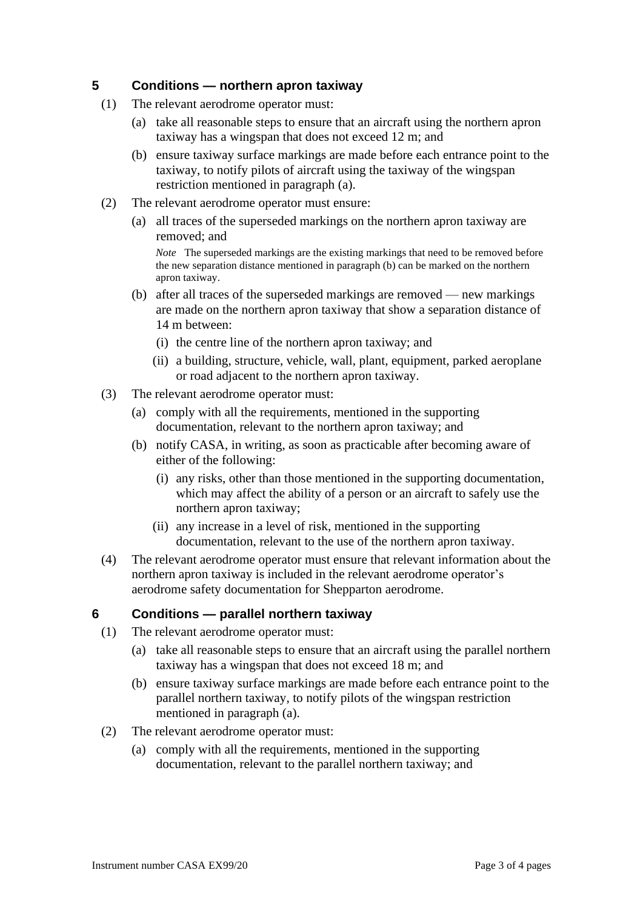## 5 Conditions — northern apron taxiway

(1) The relevant aerodrome operator must:

(a) take all reasonable steps to ensure that an aircraft using the northern apron taxiway has a wingspan that does not exceed 12 m; and

(b) ensure taxiway surface markings are made before each entrance point to the taxiway, to notify pilots of aircraft using the taxiway of the wingspan restriction mentioned in paragraph (a).

(2) The relevant aerodrome operator must ensure:

(a) all traces of the superseded markings on the northern apron taxiway are removed; and

*Note* The superseded markings are the existing markings that need to be removed before the new separation distance mentioned in paragraph (b) can be marked on the northern apron taxiway.

(b) after all traces of the superseded markings are removed — new markings are made on the northern apron taxiway that show a separation distance of 14 m between:

(i) the centre line of the northern apron taxiway; and

(ii) a building, structure, vehicle, wall, plant, equipment, parked aeroplane or road adjacent to the northern apron taxiway.

(3) The relevant aerodrome operator must:

(a) comply with all the requirements, mentioned in the supporting documentation, relevant to the northern apron taxiway; and

(b) notify CASA, in writing, as soon as practicable after becoming aware of either of the following:

(i) any risks, other than those mentioned in the supporting documentation, which may affect the ability of a person or an aircraft to safely use the northern apron taxiway;

(ii) any increase in a level of risk, mentioned in the supporting documentation, relevant to the use of the northern apron taxiway.

(4) The relevant aerodrome operator must ensure that relevant information about the northern apron taxiway is included in the relevant aerodrome operator's aerodrome safety documentation for Shepparton aerodrome.

## 6 Conditions — parallel northern taxiway

(1) The relevant aerodrome operator must:

(a) take all reasonable steps to ensure that an aircraft using the parallel northern taxiway has a wingspan that does not exceed 18 m; and

(b) ensure taxiway surface markings are made before each entrance point to the parallel northern taxiway, to notify pilots of the wingspan restriction mentioned in paragraph (a).

(2) The relevant aerodrome operator must:

(a) comply with all the requirements, mentioned in the supporting documentation, relevant to the parallel northern taxiway; and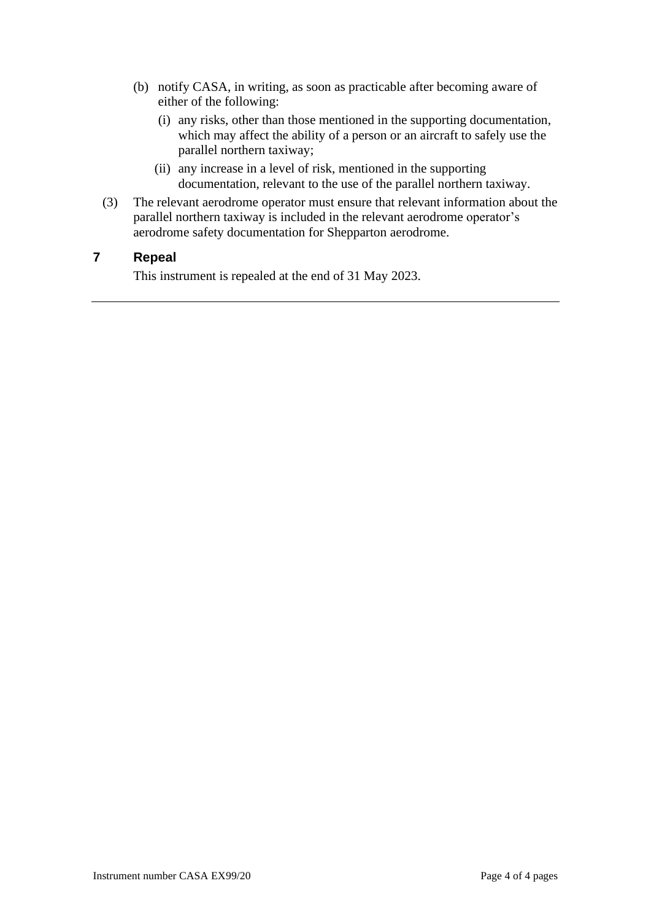(b) notify CASA, in writing, as soon as practicable after becoming aware of either of the following:

   (i) any risks, other than those mentioned in the supporting documentation, which may affect the ability of a person or an aircraft to safely use the parallel northern taxiway;

   (ii) any increase in a level of risk, mentioned in the supporting documentation, relevant to the use of the parallel northern taxiway.

(3) The relevant aerodrome operator must ensure that relevant information about the parallel northern taxiway is included in the relevant aerodrome operator's aerodrome safety documentation for Shepparton aerodrome.

## 7 Repeal

This instrument is repealed at the end of 31 May 2023.